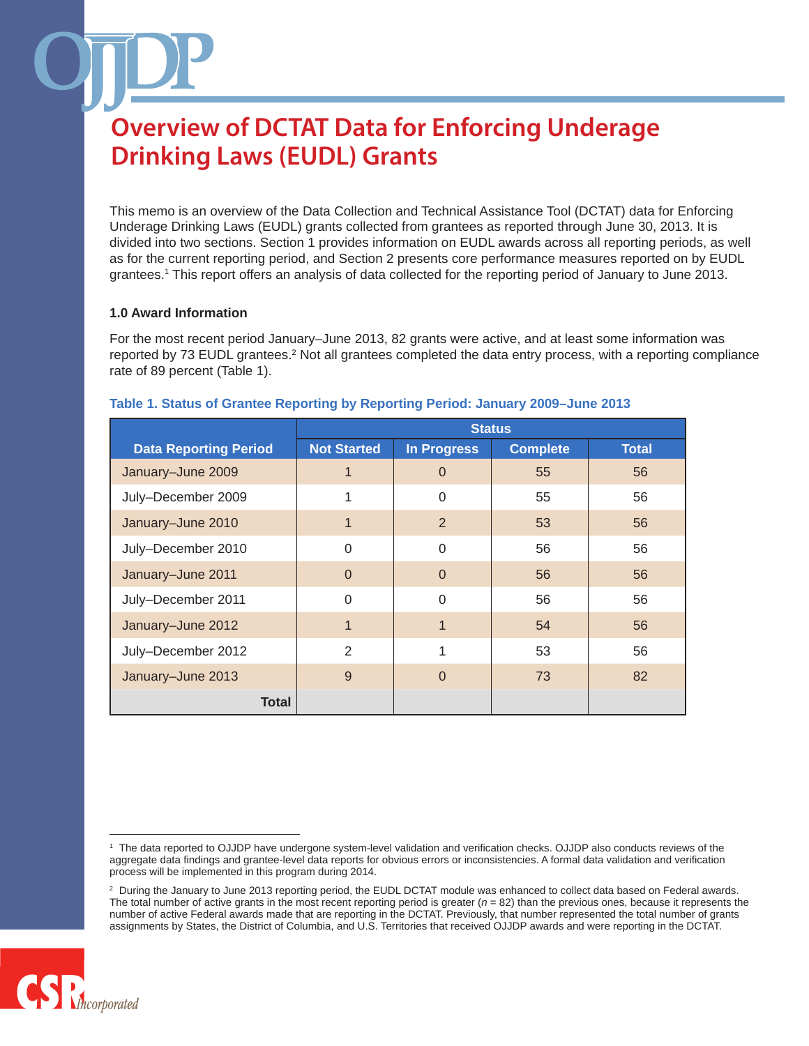# Overview of DCTAT Data for Enforcing Underage Drinking Laws (EUDL) Grants

This memo is an overview of the Data Collection and Technical Assistance Tool (DCTAT) data for Enforcing Underage Drinking Laws (EUDL) grants collected from grantees as reported through June 30, 2013. It is divided into two sections. Section 1 provides information on EUDL awards across all reporting periods, as well as for the current reporting period, and Section 2 presents core performance measures reported on by EUDL grantees.[1] This report offers an analysis of data collected for the reporting period of January to June 2013.

## 1.0 Award Information

For the most recent period January–June 2013, 82 grants were active, and at least some information was reported by 73 EUDL grantees.[2] Not all grantees completed the data entry process, with a reporting compliance rate of 89 percent (Table 1).

**Table 1. Status of Grantee Reporting by Reporting Period: January 2009–June 2013**

| Data Reporting Period | Status | | | |
|---|---|---|---|---|
| | Not Started | In Progress | Complete | Total |
| January–June 2009 | 1 | 0 | 55 | 56 |
| July–December 2009 | 1 | 0 | 55 | 56 |
| January–June 2010 | 1 | 2 | 53 | 56 |
| July–December 2010 | 0 | 0 | 56 | 56 |
| January–June 2011 | 0 | 0 | 56 | 56 |
| July–December 2011 | 0 | 0 | 56 | 56 |
| January–June 2012 | 1 | 1 | 54 | 56 |
| July–December 2012 | 2 | 1 | 53 | 56 |
| January–June 2013 | 9 | 0 | 73 | 82 |
| **Total** | | | | |

[1] The data reported to OJJDP have undergone system-level validation and verification checks. OJJDP also conducts reviews of the aggregate data findings and grantee-level data reports for obvious errors or inconsistencies. A formal data validation and verification process will be implemented in this program during 2014.

[2] During the January to June 2013 reporting period, the EUDL DCTAT module was enhanced to collect data based on Federal awards. The total number of active grants in the most recent reporting period is greater ($n$ = 82) than the previous ones, because it represents the number of active Federal awards made that are reporting in the DCTAT. Previously, that number represented the total number of grants assignments by States, the District of Columbia, and U.S. Territories that received OJJDP awards and were reporting in the DCTAT.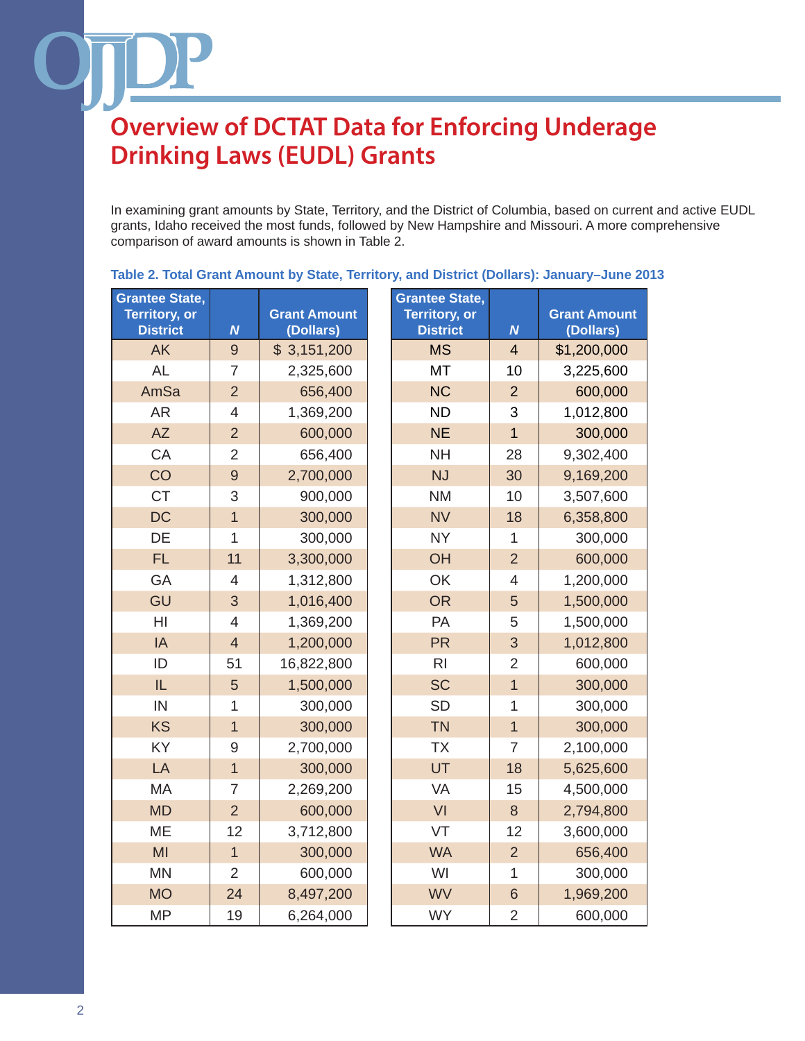# Overview of DCTAT Data for Enforcing Underage Drinking Laws (EUDL) Grants

In examining grant amounts by State, Territory, and the District of Columbia, based on current and active EUDL grants, Idaho received the most funds, followed by New Hampshire and Missouri. A more comprehensive comparison of award amounts is shown in Table 2.

**Table 2. Total Grant Amount by State, Territory, and District (Dollars): January–June 2013**

| Grantee State, Territory, or District | *N* | Grant Amount (Dollars) |
|---|---|---|
| AK | 9 | $ 3,151,200 |
| AL | 7 | 2,325,600 |
| AmSa | 2 | 656,400 |
| AR | 4 | 1,369,200 |
| AZ | 2 | 600,000 |
| CA | 2 | 656,400 |
| CO | 9 | 2,700,000 |
| CT | 3 | 900,000 |
| DC | 1 | 300,000 |
| DE | 1 | 300,000 |
| FL | 11 | 3,300,000 |
| GA | 4 | 1,312,800 |
| GU | 3 | 1,016,400 |
| HI | 4 | 1,369,200 |
| IA | 4 | 1,200,000 |
| ID | 51 | 16,822,800 |
| IL | 5 | 1,500,000 |
| IN | 1 | 300,000 |
| KS | 1 | 300,000 |
| KY | 9 | 2,700,000 |
| LA | 1 | 300,000 |
| MA | 7 | 2,269,200 |
| MD | 2 | 600,000 |
| ME | 12 | 3,712,800 |
| MI | 1 | 300,000 |
| MN | 2 | 600,000 |
| MO | 24 | 8,497,200 |
| MP | 19 | 6,264,000 |
| MS | 4 | $1,200,000 |
| MT | 10 | 3,225,600 |
| NC | 2 | 600,000 |
| ND | 3 | 1,012,800 |
| NE | 1 | 300,000 |
| NH | 28 | 9,302,400 |
| NJ | 30 | 9,169,200 |
| NM | 10 | 3,507,600 |
| NV | 18 | 6,358,800 |
| NY | 1 | 300,000 |
| OH | 2 | 600,000 |
| OK | 4 | 1,200,000 |
| OR | 5 | 1,500,000 |
| PA | 5 | 1,500,000 |
| PR | 3 | 1,012,800 |
| RI | 2 | 600,000 |
| SC | 1 | 300,000 |
| SD | 1 | 300,000 |
| TN | 1 | 300,000 |
| TX | 7 | 2,100,000 |
| UT | 18 | 5,625,600 |
| VA | 15 | 4,500,000 |
| VI | 8 | 2,794,800 |
| VT | 12 | 3,600,000 |
| WA | 2 | 656,400 |
| WI | 1 | 300,000 |
| WV | 6 | 1,969,200 |
| WY | 2 | 600,000 |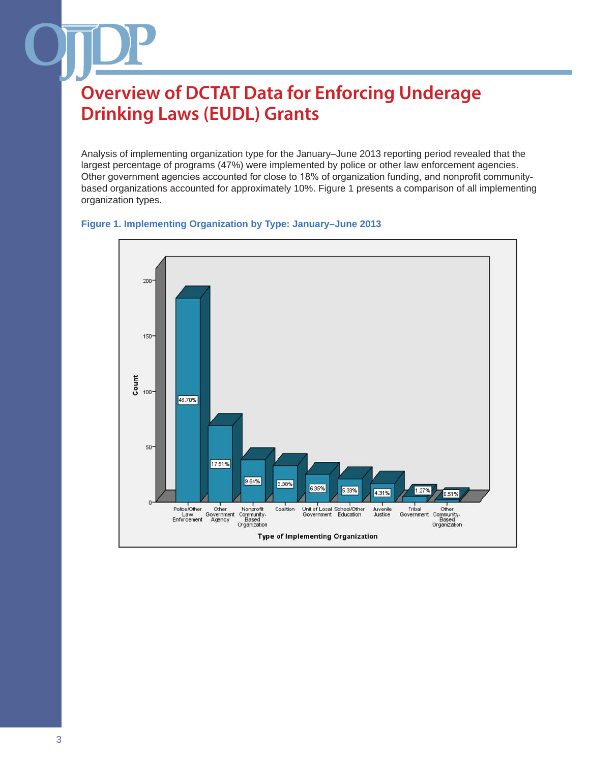# Overview of DCTAT Data for Enforcing Underage Drinking Laws (EUDL) Grants

Analysis of implementing organization type for the January–June 2013 reporting period revealed that the largest percentage of programs (47%) were implemented by police or other law enforcement agencies. Other government agencies accounted for close to 18% of organization funding, and nonprofit community-based organizations accounted for approximately 10%. Figure 1 presents a comparison of all implementing organization types.

**Figure 1. Implementing Organization by Type: January–June 2013**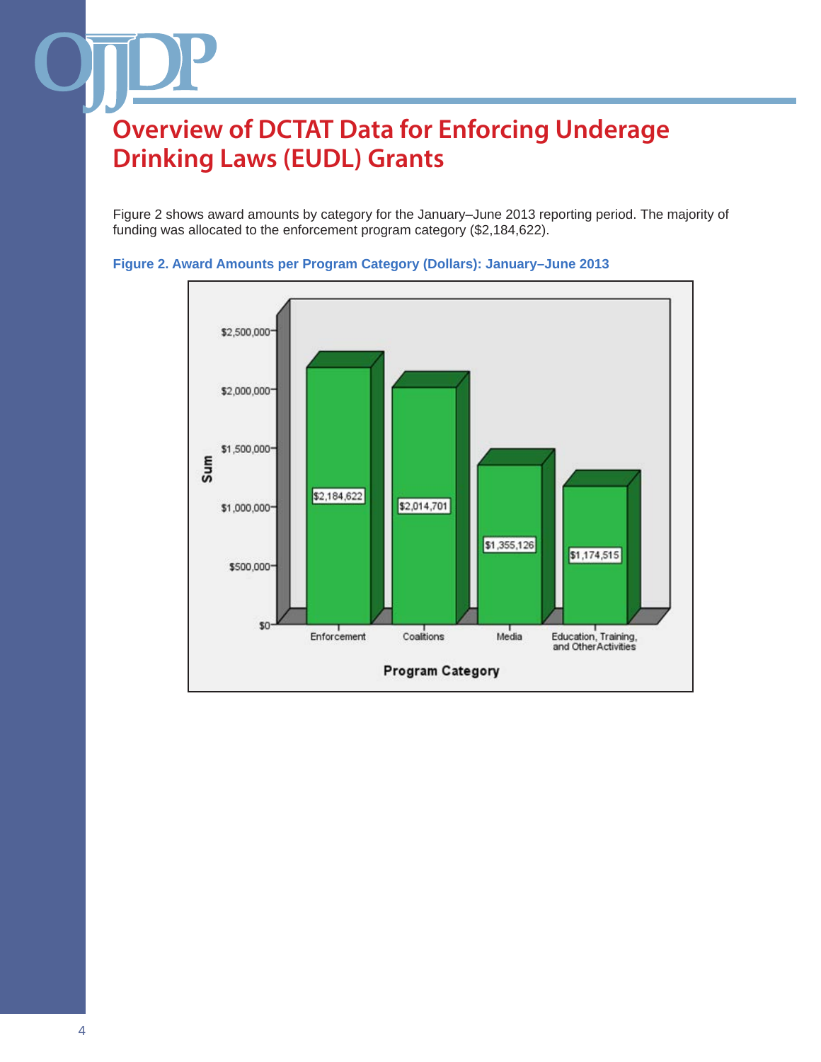# Overview of DCTAT Data for Enforcing Underage Drinking Laws (EUDL) Grants

Figure 2 shows award amounts by category for the January–June 2013 reporting period. The majority of funding was allocated to the enforcement program category ($2,184,622).

**Figure 2. Award Amounts per Program Category (Dollars): January–June 2013**

| Program Category | Sum |
|---|---|
| Enforcement | $2,184,622 |
| Coalitions | $2,014,701 |
| Media | $1,355,126 |
| Education, Training, and Other Activities | $1,174,515 |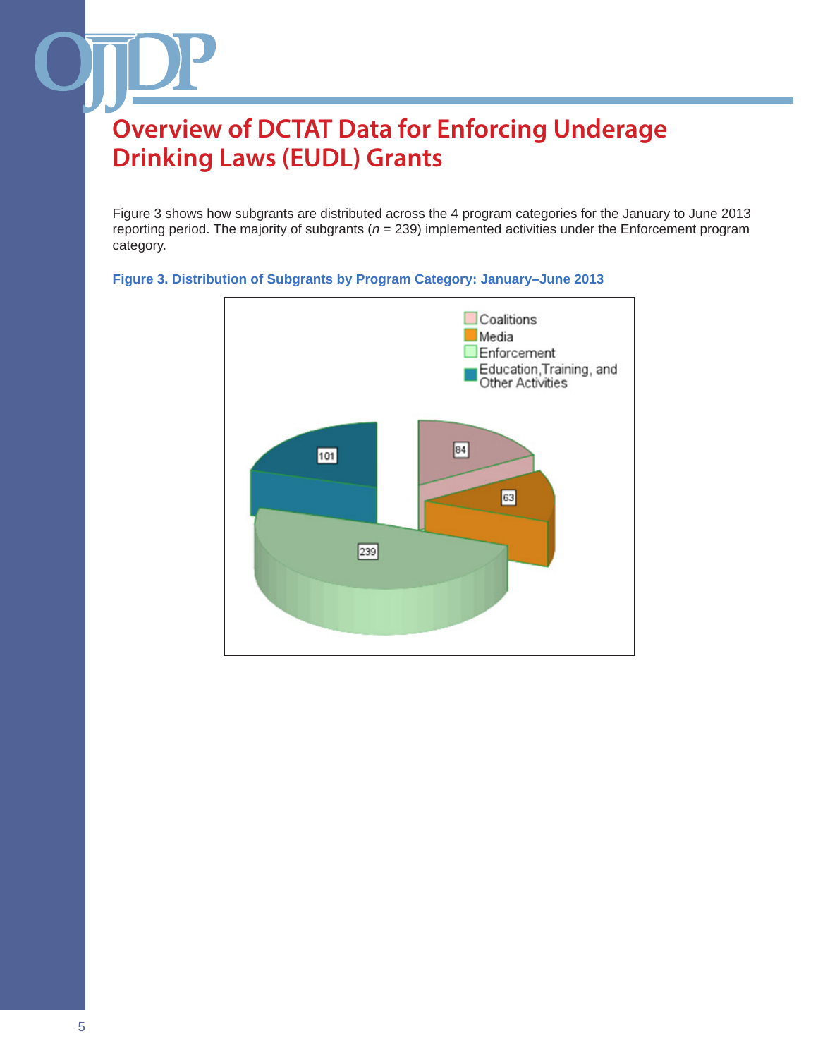# Overview of DCTAT Data for Enforcing Underage Drinking Laws (EUDL) Grants

Figure 3 shows how subgrants are distributed across the 4 program categories for the January to June 2013 reporting period. The majority of subgrants (*n* = 239) implemented activities under the Enforcement program category.

**Figure 3. Distribution of Subgrants by Program Category: January–June 2013**

| Program Category | Subgrants |
| --- | --- |
| Coalitions | 84 |
| Media | 63 |
| Enforcement | 239 |
| Education, Training, and Other Activities | 101 |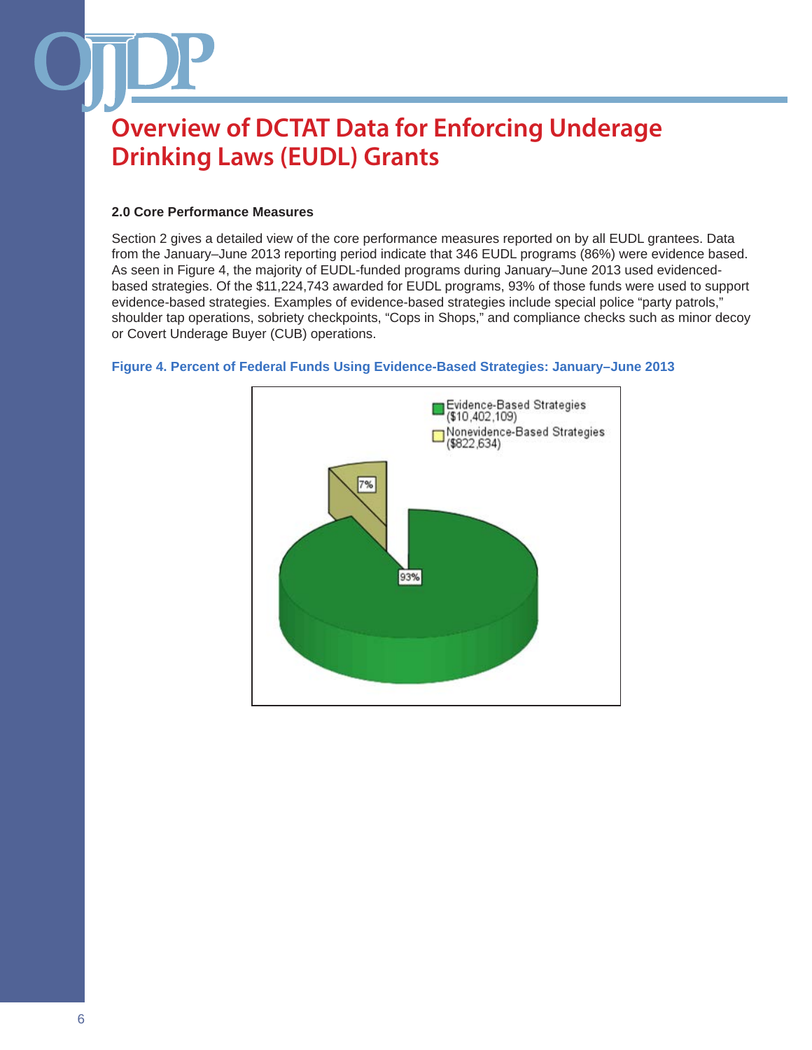# Overview of DCTAT Data for Enforcing Underage Drinking Laws (EUDL) Grants

### 2.0 Core Performance Measures

Section 2 gives a detailed view of the core performance measures reported on by all EUDL grantees. Data from the January–June 2013 reporting period indicate that 346 EUDL programs (86%) were evidence based. As seen in Figure 4, the majority of EUDL-funded programs during January–June 2013 used evidenced-based strategies. Of the $11,224,743 awarded for EUDL programs, 93% of those funds were used to support evidence-based strategies. Examples of evidence-based strategies include special police “party patrols,” shoulder tap operations, sobriety checkpoints, “Cops in Shops,” and compliance checks such as minor decoy or Covert Underage Buyer (CUB) operations.

**Figure 4. Percent of Federal Funds Using Evidence-Based Strategies: January–June 2013**

| Category | Amount | Percent |
|---|---|---|
| Evidence-Based Strategies | $10,402,109 | 93% |
| Nonevidence-Based Strategies | $822,634 | 7% |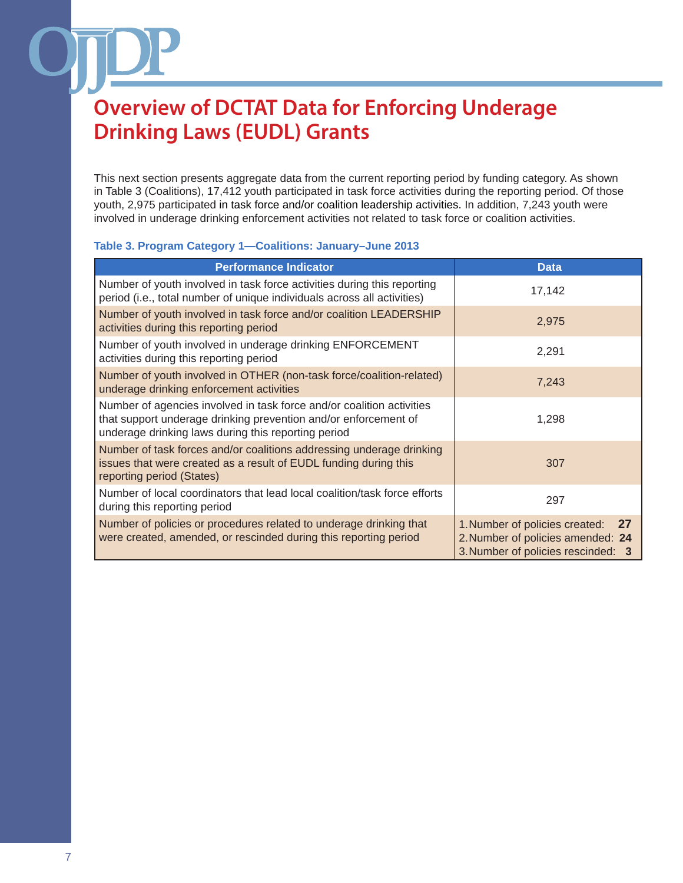# Overview of DCTAT Data for Enforcing Underage Drinking Laws (EUDL) Grants

This next section presents aggregate data from the current reporting period by funding category. As shown in Table 3 (Coalitions), 17,412 youth participated in task force activities during the reporting period. Of those youth, 2,975 participated in task force and/or coalition leadership activities. In addition, 7,243 youth were involved in underage drinking enforcement activities not related to task force or coalition activities.

**Table 3. Program Category 1—Coalitions: January–June 2013**

| Performance Indicator | Data |
|---|---|
| Number of youth involved in task force activities during this reporting period (i.e., total number of unique individuals across all activities) | 17,142 |
| Number of youth involved in task force and/or coalition LEADERSHIP activities during this reporting period | 2,975 |
| Number of youth involved in underage drinking ENFORCEMENT activities during this reporting period | 2,291 |
| Number of youth involved in OTHER (non-task force/coalition-related) underage drinking enforcement activities | 7,243 |
| Number of agencies involved in task force and/or coalition activities that support underage drinking prevention and/or enforcement of underage drinking laws during this reporting period | 1,298 |
| Number of task forces and/or coalitions addressing underage drinking issues that were created as a result of EUDL funding during this reporting period (States) | 307 |
| Number of local coordinators that lead local coalition/task force efforts during this reporting period | 297 |
| Number of policies or procedures related to underage drinking that were created, amended, or rescinded during this reporting period | 1. Number of policies created: **27**<br>2. Number of policies amended: **24**<br>3. Number of policies rescinded: **3** |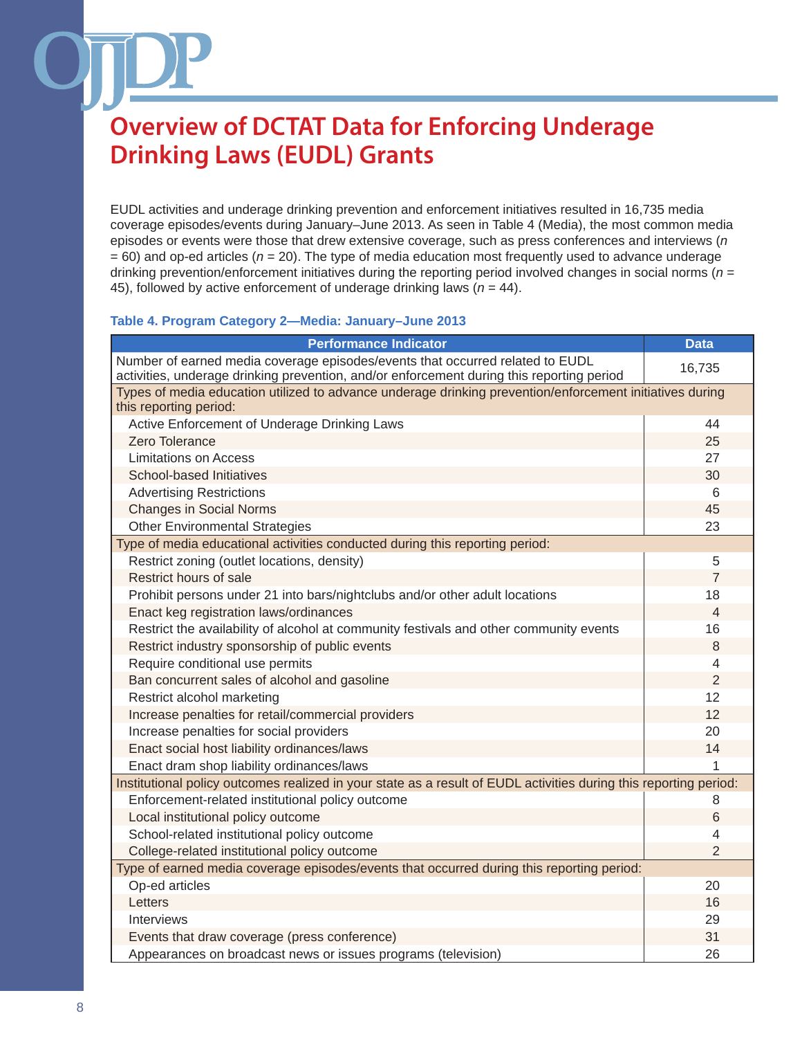# Overview of DCTAT Data for Enforcing Underage Drinking Laws (EUDL) Grants

EUDL activities and underage drinking prevention and enforcement initiatives resulted in 16,735 media coverage episodes/events during January–June 2013. As seen in Table 4 (Media), the most common media episodes or events were those that drew extensive coverage, such as press conferences and interviews (*n* = 60) and op-ed articles (*n* = 20). The type of media education most frequently used to advance underage drinking prevention/enforcement initiatives during the reporting period involved changes in social norms (*n* = 45), followed by active enforcement of underage drinking laws (*n* = 44).

**Table 4. Program Category 2—Media: January–June 2013**

| Performance Indicator | Data |
|---|---|
| Number of earned media coverage episodes/events that occurred related to EUDL activities, underage drinking prevention, and/or enforcement during this reporting period | 16,735 |
| Types of media education utilized to advance underage drinking prevention/enforcement initiatives during this reporting period: | |
| Active Enforcement of Underage Drinking Laws | 44 |
| Zero Tolerance | 25 |
| Limitations on Access | 27 |
| School-based Initiatives | 30 |
| Advertising Restrictions | 6 |
| Changes in Social Norms | 45 |
| Other Environmental Strategies | 23 |
| Type of media educational activities conducted during this reporting period: | |
| Restrict zoning (outlet locations, density) | 5 |
| Restrict hours of sale | 7 |
| Prohibit persons under 21 into bars/nightclubs and/or other adult locations | 18 |
| Enact keg registration laws/ordinances | 4 |
| Restrict the availability of alcohol at community festivals and other community events | 16 |
| Restrict industry sponsorship of public events | 8 |
| Require conditional use permits | 4 |
| Ban concurrent sales of alcohol and gasoline | 2 |
| Restrict alcohol marketing | 12 |
| Increase penalties for retail/commercial providers | 12 |
| Increase penalties for social providers | 20 |
| Enact social host liability ordinances/laws | 14 |
| Enact dram shop liability ordinances/laws | 1 |
| Institutional policy outcomes realized in your state as a result of EUDL activities during this reporting period: | |
| Enforcement-related institutional policy outcome | 8 |
| Local institutional policy outcome | 6 |
| School-related institutional policy outcome | 4 |
| College-related institutional policy outcome | 2 |
| Type of earned media coverage episodes/events that occurred during this reporting period: | |
| Op-ed articles | 20 |
| Letters | 16 |
| Interviews | 29 |
| Events that draw coverage (press conference) | 31 |
| Appearances on broadcast news or issues programs (television) | 26 |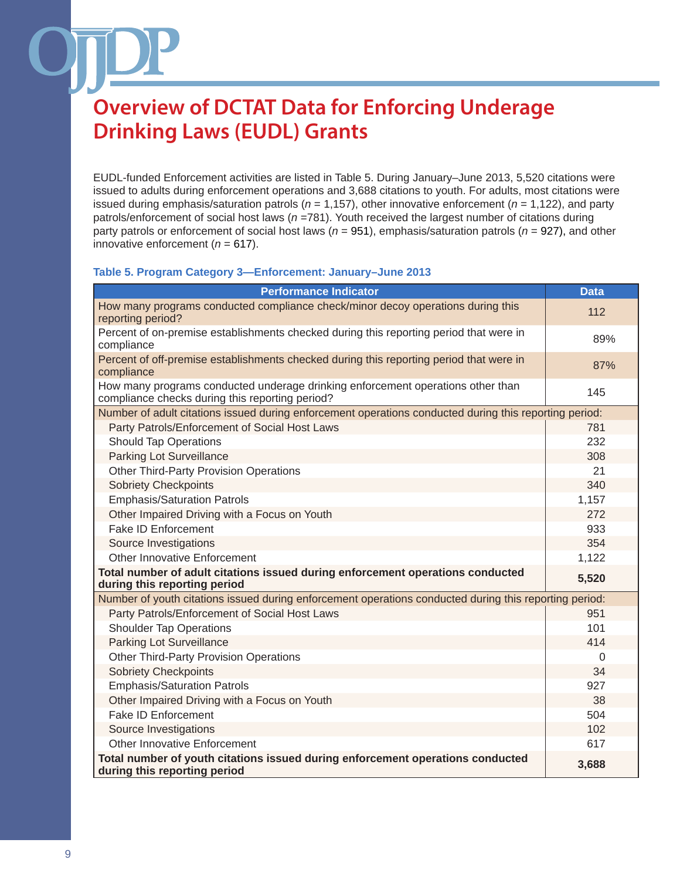# Overview of DCTAT Data for Enforcing Underage Drinking Laws (EUDL) Grants

EUDL-funded Enforcement activities are listed in Table 5. During January–June 2013, 5,520 citations were issued to adults during enforcement operations and 3,688 citations to youth. For adults, most citations were issued during emphasis/saturation patrols ($n$ = 1,157), other innovative enforcement ($n$ = 1,122), and party patrols/enforcement of social host laws ($n$ =781). Youth received the largest number of citations during party patrols or enforcement of social host laws ($n$ = 951), emphasis/saturation patrols ($n$ = 927), and other innovative enforcement ($n$ = 617).

**Table 5. Program Category 3—Enforcement: January–June 2013**

| Performance Indicator | Data |
|---|---|
| How many programs conducted compliance check/minor decoy operations during this reporting period? | 112 |
| Percent of on-premise establishments checked during this reporting period that were in compliance | 89% |
| Percent of off-premise establishments checked during this reporting period that were in compliance | 87% |
| How many programs conducted underage drinking enforcement operations other than compliance checks during this reporting period? | 145 |
| Number of adult citations issued during enforcement operations conducted during this reporting period: | |
| Party Patrols/Enforcement of Social Host Laws | 781 |
| Should Tap Operations | 232 |
| Parking Lot Surveillance | 308 |
| Other Third-Party Provision Operations | 21 |
| Sobriety Checkpoints | 340 |
| Emphasis/Saturation Patrols | 1,157 |
| Other Impaired Driving with a Focus on Youth | 272 |
| Fake ID Enforcement | 933 |
| Source Investigations | 354 |
| Other Innovative Enforcement | 1,122 |
| **Total number of adult citations issued during enforcement operations conducted during this reporting period** | **5,520** |
| Number of youth citations issued during enforcement operations conducted during this reporting period: | |
| Party Patrols/Enforcement of Social Host Laws | 951 |
| Shoulder Tap Operations | 101 |
| Parking Lot Surveillance | 414 |
| Other Third-Party Provision Operations | 0 |
| Sobriety Checkpoints | 34 |
| Emphasis/Saturation Patrols | 927 |
| Other Impaired Driving with a Focus on Youth | 38 |
| Fake ID Enforcement | 504 |
| Source Investigations | 102 |
| Other Innovative Enforcement | 617 |
| **Total number of youth citations issued during enforcement operations conducted during this reporting period** | **3,688** |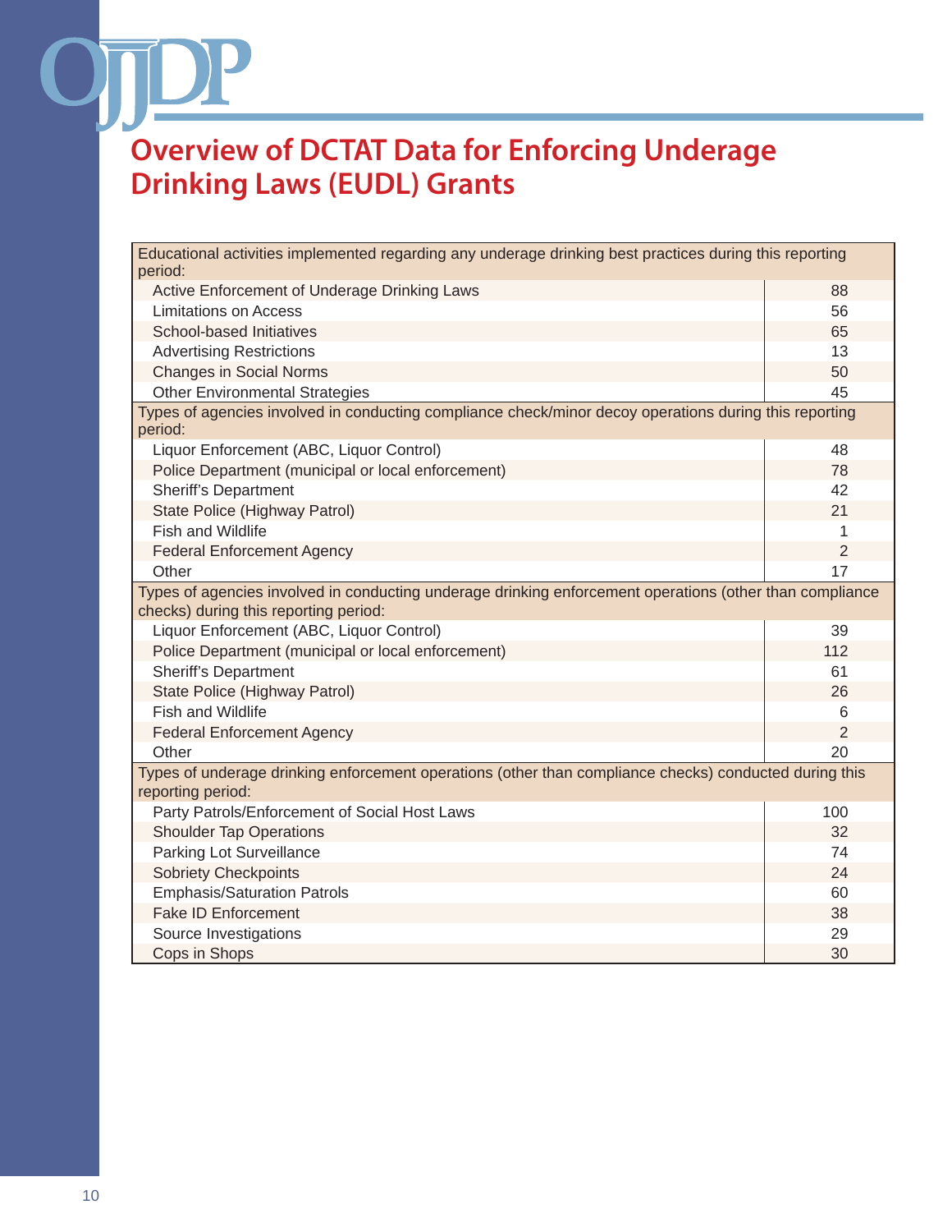# Overview of DCTAT Data for Enforcing Underage Drinking Laws (EUDL) Grants

| Educational activities implemented regarding any underage drinking best practices during this reporting period: | |
|---|---|
| Active Enforcement of Underage Drinking Laws | 88 |
| Limitations on Access | 56 |
| School-based Initiatives | 65 |
| Advertising Restrictions | 13 |
| Changes in Social Norms | 50 |
| Other Environmental Strategies | 45 |
| **Types of agencies involved in conducting compliance check/minor decoy operations during this reporting period:** | |
| Liquor Enforcement (ABC, Liquor Control) | 48 |
| Police Department (municipal or local enforcement) | 78 |
| Sheriff's Department | 42 |
| State Police (Highway Patrol) | 21 |
| Fish and Wildlife | 1 |
| Federal Enforcement Agency | 2 |
| Other | 17 |
| **Types of agencies involved in conducting underage drinking enforcement operations (other than compliance checks) during this reporting period:** | |
| Liquor Enforcement (ABC, Liquor Control) | 39 |
| Police Department (municipal or local enforcement) | 112 |
| Sheriff's Department | 61 |
| State Police (Highway Patrol) | 26 |
| Fish and Wildlife | 6 |
| Federal Enforcement Agency | 2 |
| Other | 20 |
| **Types of underage drinking enforcement operations (other than compliance checks) conducted during this reporting period:** | |
| Party Patrols/Enforcement of Social Host Laws | 100 |
| Shoulder Tap Operations | 32 |
| Parking Lot Surveillance | 74 |
| Sobriety Checkpoints | 24 |
| Emphasis/Saturation Patrols | 60 |
| Fake ID Enforcement | 38 |
| Source Investigations | 29 |
| Cops in Shops | 30 |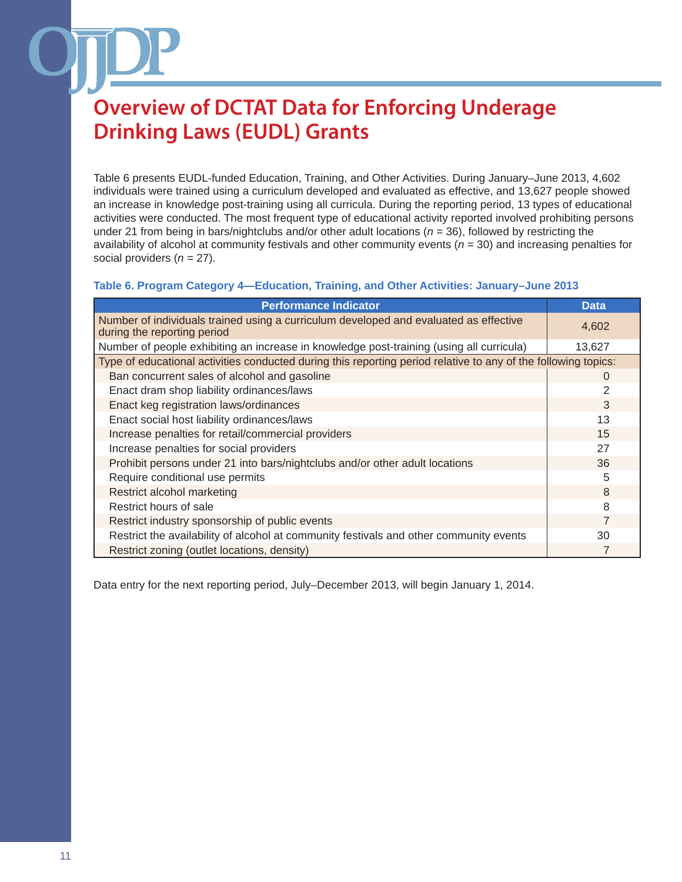# Overview of DCTAT Data for Enforcing Underage Drinking Laws (EUDL) Grants

Table 6 presents EUDL-funded Education, Training, and Other Activities. During January–June 2013, 4,602 individuals were trained using a curriculum developed and evaluated as effective, and 13,627 people showed an increase in knowledge post-training using all curricula. During the reporting period, 13 types of educational activities were conducted. The most frequent type of educational activity reported involved prohibiting persons under 21 from being in bars/nightclubs and/or other adult locations ($n$ = 36), followed by restricting the availability of alcohol at community festivals and other community events ($n$ = 30) and increasing penalties for social providers ($n$ = 27).

**Table 6. Program Category 4—Education, Training, and Other Activities: January–June 2013**

| Performance Indicator | Data |
|---|---|
| Number of individuals trained using a curriculum developed and evaluated as effective during the reporting period | 4,602 |
| Number of people exhibiting an increase in knowledge post-training (using all curricula) | 13,627 |
| Type of educational activities conducted during this reporting period relative to any of the following topics: | |
| Ban concurrent sales of alcohol and gasoline | 0 |
| Enact dram shop liability ordinances/laws | 2 |
| Enact keg registration laws/ordinances | 3 |
| Enact social host liability ordinances/laws | 13 |
| Increase penalties for retail/commercial providers | 15 |
| Increase penalties for social providers | 27 |
| Prohibit persons under 21 into bars/nightclubs and/or other adult locations | 36 |
| Require conditional use permits | 5 |
| Restrict alcohol marketing | 8 |
| Restrict hours of sale | 8 |
| Restrict industry sponsorship of public events | 7 |
| Restrict the availability of alcohol at community festivals and other community events | 30 |
| Restrict zoning (outlet locations, density) | 7 |

Data entry for the next reporting period, July–December 2013, will begin January 1, 2014.